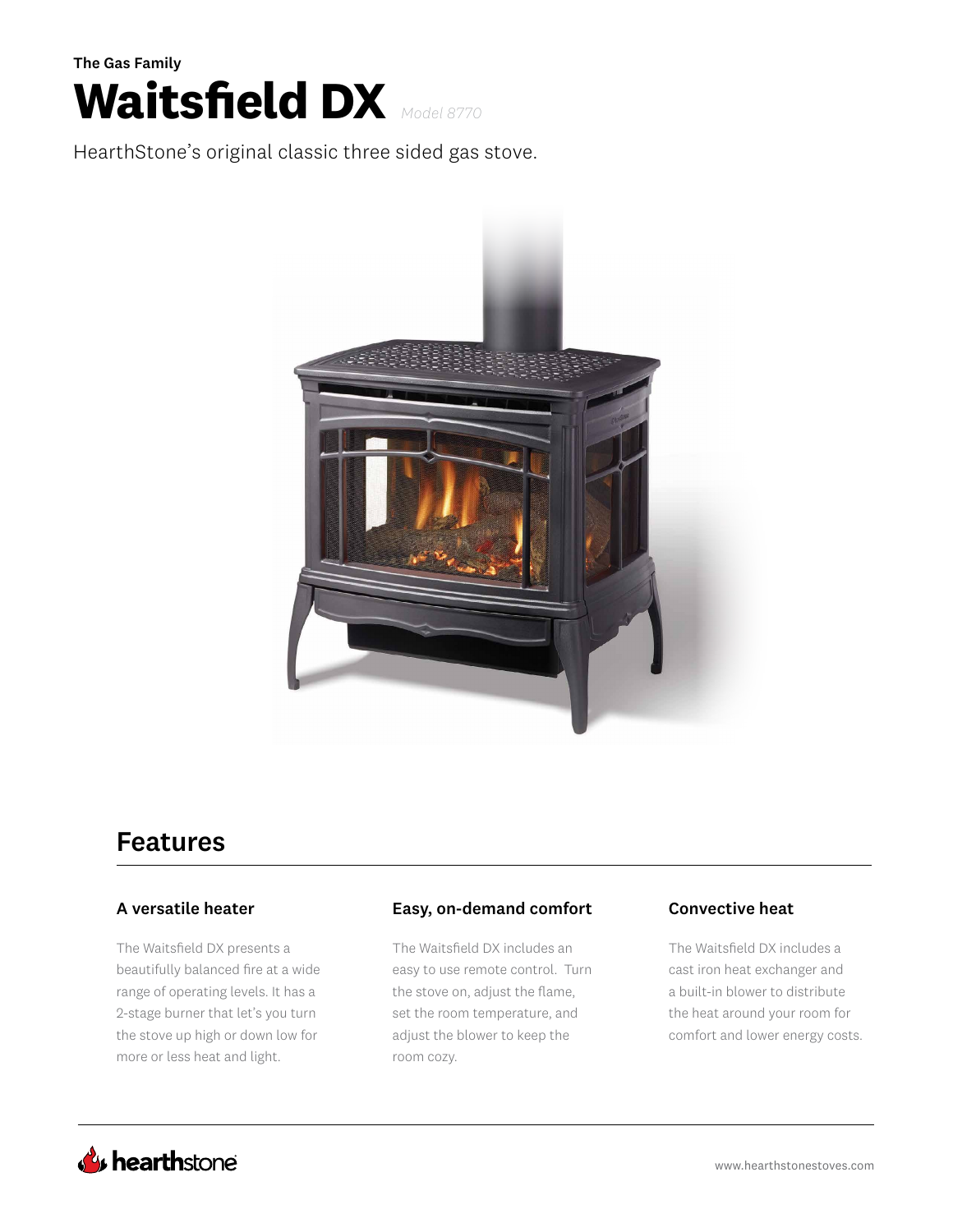**The Gas Family**

# Waitsfield DX *Model 8770*

HearthStone's original classic three sided gas stove.

## Features

### A versatile heater

The Waitsfield DX presents a beautifully balanced fire at a wide range of operating levels. It has a 2-stage burner that let's you turn the stove up high or down low for more or less heat and light.

### Easy, on-demand comfort

The Waitsfield DX includes an easy to use remote control. Turn the stove on, adjust the flame, set the room temperature, and adjust the blower to keep the room cozy.

### Convective heat

The Waitsfield DX includes a cast iron heat exchanger and a built-in blower to distribute the heat around your room for comfort and lower energy costs.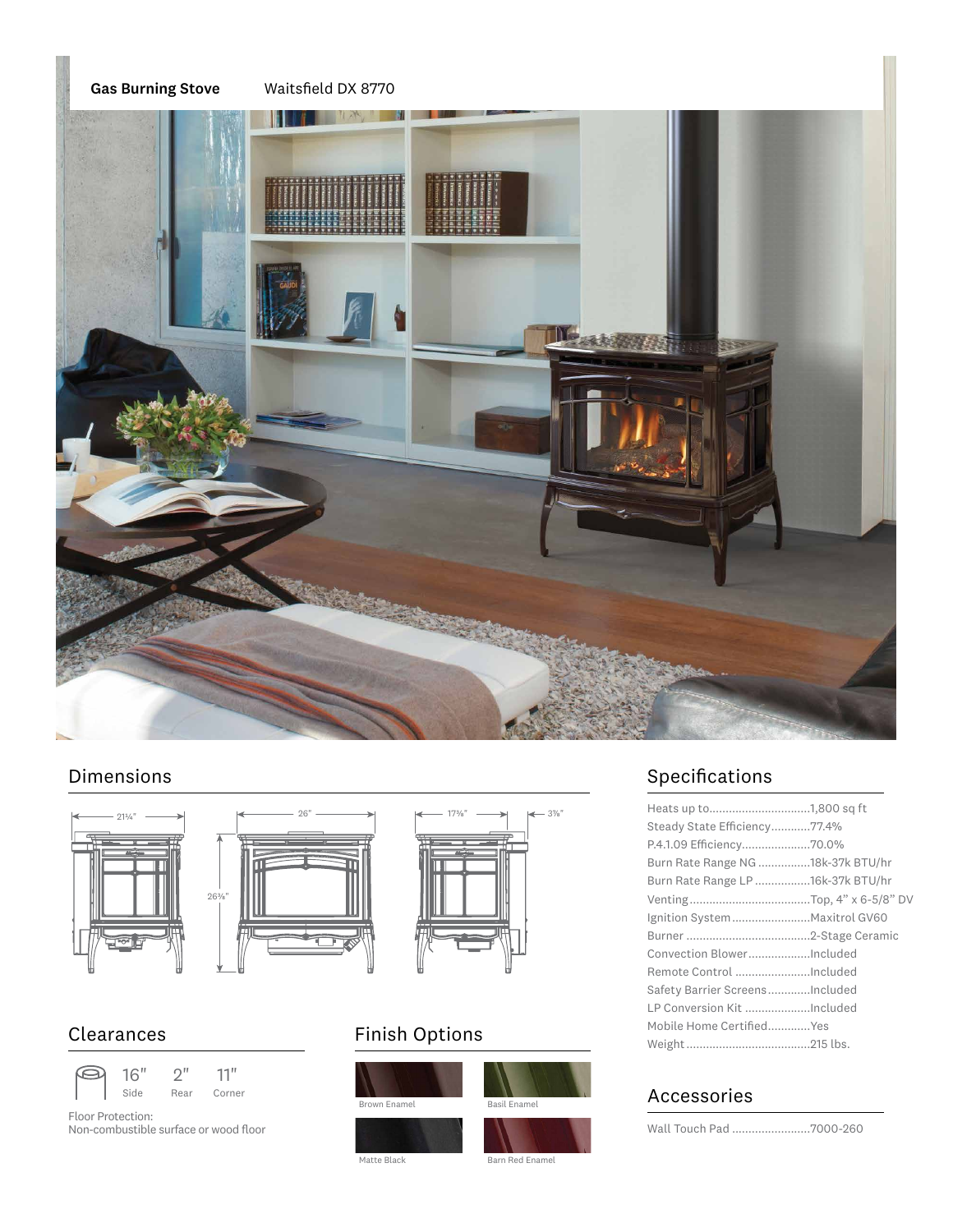**Gas Burning Stove** Waitsfield DX 8770

## Dimensions

21¼"

26"

26⅜"

17⅝"

3⅞"

## Clearances

16" Side

2" Rear

11" Corner

Floor Protection:
Non-combustible surface or wood floor

## Finish Options

Brown Enamel

Basil Enamel

Matte Black

Barn Red Enamel

## Specifications

| | |
|---|---|
| Heats up to | 1,800 sq ft |
| Steady State Efficiency | 77.4% |
| P.4.1.09 Efficiency | 70.0% |
| Burn Rate Range NG | 18k-37k BTU/hr |
| Burn Rate Range LP | 16k-37k BTU/hr |
| Venting | Top, 4" x 6-5/8" DV |
| Ignition System | Maxitrol GV60 |
| Burner | 2-Stage Ceramic |
| Convection Blower | Included |
| Remote Control | Included |
| Safety Barrier Screens | Included |
| LP Conversion Kit | Included |
| Mobile Home Certified | Yes |
| Weight | 215 lbs. |

## Accessories

| | |
|---|---|
| Wall Touch Pad | 7000-260 |